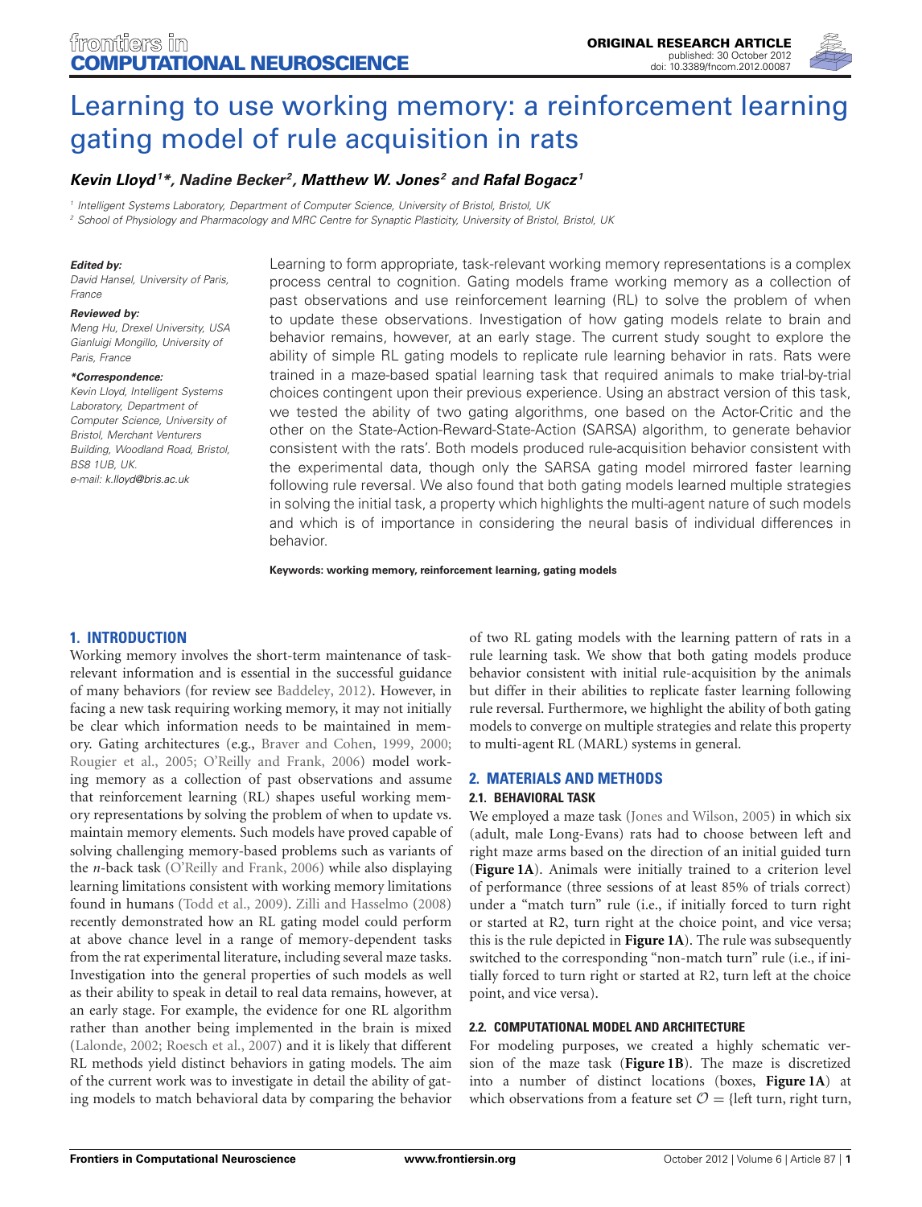ORIGINAL RESEARCH ARTICLE
published: 30 October 2012
doi: 10.3389/fncom.2012.00087

# Learning to use working memory: a reinforcement learning gating model of rule acquisition in rats

***Kevin Lloyd[1]\*, Nadine Becker[2], Matthew W. Jones[2] and Rafal Bogacz[1]***

[1] Intelligent Systems Laboratory, Department of Computer Science, University of Bristol, Bristol, UK

[2] School of Physiology and Pharmacology and MRC Centre for Synaptic Plasticity, University of Bristol, Bristol, UK

***Edited by:***
*David Hansel, University of Paris, France*

***Reviewed by:***
*Meng Hu, Drexel University, USA*
*Gianluigi Mongillo, University of Paris, France*

***\*Correspondence:***
*Kevin Lloyd, Intelligent Systems Laboratory, Department of Computer Science, University of Bristol, Merchant Venturers Building, Woodland Road, Bristol, BS8 1UB, UK.*
*e-mail: k.lloyd@bris.ac.uk*

Learning to form appropriate, task-relevant working memory representations is a complex process central to cognition. Gating models frame working memory as a collection of past observations and use reinforcement learning (RL) to solve the problem of when to update these observations. Investigation of how gating models relate to brain and behavior remains, however, at an early stage. The current study sought to explore the ability of simple RL gating models to replicate rule learning behavior in rats. Rats were trained in a maze-based spatial learning task that required animals to make trial-by-trial choices contingent upon their previous experience. Using an abstract version of this task, we tested the ability of two gating algorithms, one based on the Actor-Critic and the other on the State-Action-Reward-State-Action (SARSA) algorithm, to generate behavior consistent with the rats'. Both models produced rule-acquisition behavior consistent with the experimental data, though only the SARSA gating model mirrored faster learning following rule reversal. We also found that both gating models learned multiple strategies in solving the initial task, a property which highlights the multi-agent nature of such models and which is of importance in considering the neural basis of individual differences in behavior.

**Keywords: working memory, reinforcement learning, gating models**

## 1. INTRODUCTION

Working memory involves the short-term maintenance of task-relevant information and is essential in the successful guidance of many behaviors (for review see Baddeley, 2012). However, in facing a new task requiring working memory, it may not initially be clear which information needs to be maintained in memory. Gating architectures (e.g., Braver and Cohen, 1999, 2000; Rougier et al., 2005; O'Reilly and Frank, 2006) model working memory as a collection of past observations and assume that reinforcement learning (RL) shapes useful working memory representations by solving the problem of when to update vs. maintain memory elements. Such models have proved capable of solving challenging memory-based problems such as variants of the *n*-back task (O'Reilly and Frank, 2006) while also displaying learning limitations consistent with working memory limitations found in humans (Todd et al., 2009). Zilli and Hasselmo (2008) recently demonstrated how an RL gating model could perform at above chance level in a range of memory-dependent tasks from the rat experimental literature, including several maze tasks. Investigation into the general properties of such models as well as their ability to speak in detail to real data remains, however, at an early stage. For example, the evidence for one RL algorithm rather than another being implemented in the brain is mixed (Lalonde, 2002; Roesch et al., 2007) and it is likely that different RL methods yield distinct behaviors in gating models. The aim of the current work was to investigate in detail the ability of gating models to match behavioral data by comparing the behavior of two RL gating models with the learning pattern of rats in a rule learning task. We show that both gating models produce behavior consistent with initial rule-acquisition by the animals but differ in their abilities to replicate faster learning following rule reversal. Furthermore, we highlight the ability of both gating models to converge on multiple strategies and relate this property to multi-agent RL (MARL) systems in general.

## 2. MATERIALS AND METHODS

### 2.1. BEHAVIORAL TASK

We employed a maze task (Jones and Wilson, 2005) in which six (adult, male Long-Evans) rats had to choose between left and right maze arms based on the direction of an initial guided turn (**Figure 1A**). Animals were initially trained to a criterion level of performance (three sessions of at least 85% of trials correct) under a "match turn" rule (i.e., if initially forced to turn right or started at R2, turn right at the choice point, and vice versa; this is the rule depicted in **Figure 1A**). The rule was subsequently switched to the corresponding "non-match turn" rule (i.e., if initially forced to turn right or started at R2, turn left at the choice point, and vice versa).

### 2.2. COMPUTATIONAL MODEL AND ARCHITECTURE

For modeling purposes, we created a highly schematic version of the maze task (**Figure 1B**). The maze is discretized into a number of distinct locations (boxes, **Figure 1A**) at which observations from a feature set $\mathcal{O}$ = {left turn, right turn,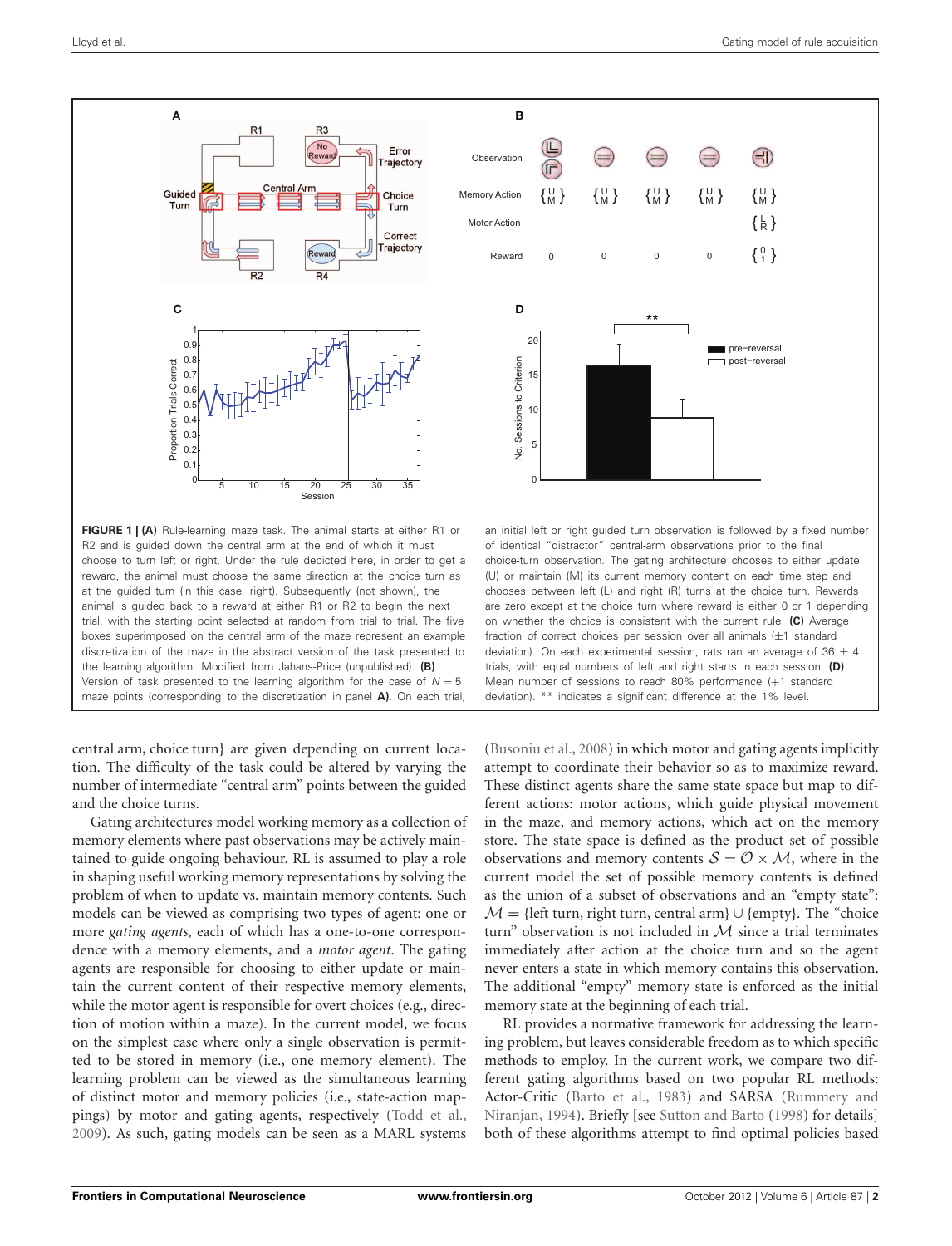**FIGURE 1 | (A)** Rule-learning maze task. The animal starts at either R1 or R2 and is guided down the central arm at the end of which it must choose to turn left or right. Under the rule depicted here, in order to get a reward, the animal must choose the same direction at the choice turn as at the guided turn (in this case, right). Subsequently (not shown), the animal is guided back to a reward at either R1 or R2 to begin the next trial, with the starting point selected at random from trial to trial. The five boxes superimposed on the central arm of the maze represent an example discretization of the maze in the abstract version of the task presented to the learning algorithm. Modified from Jahans-Price (unpublished). **(B)** Version of task presented to the learning algorithm for the case of $N = 5$ maze points (corresponding to the discretization in panel **A**). On each trial, an initial left or right guided turn observation is followed by a fixed number of identical "distractor" central-arm observations prior to the final choice-turn observation. The gating architecture chooses to either update (U) or maintain (M) its current memory content on each time step and chooses between left (L) and right (R) turns at the choice turn. Rewards are zero except at the choice turn where reward is either 0 or 1 depending on whether the choice is consistent with the current rule. **(C)** Average fraction of correct choices per session over all animals (±1 standard deviation). On each experimental session, rats ran an average of 36 ± 4 trials, with equal numbers of left and right starts in each session. **(D)** Mean number of sessions to reach 80% performance (+1 standard deviation). ** indicates a significant difference at the 1% level.

central arm, choice turn} are given depending on current location. The difficulty of the task could be altered by varying the number of intermediate "central arm" points between the guided and the choice turns.

Gating architectures model working memory as a collection of memory elements where past observations may be actively maintained to guide ongoing behaviour. RL is assumed to play a role in shaping useful working memory representations by solving the problem of when to update vs. maintain memory contents. Such models can be viewed as comprising two types of agent: one or more *gating agents*, each of which has a one-to-one correspondence with a memory elements, and a *motor agent*. The gating agents are responsible for choosing to either update or maintain the current content of their respective memory elements, while the motor agent is responsible for overt choices (e.g., direction of motion within a maze). In the current model, we focus on the simplest case where only a single observation is permitted to be stored in memory (i.e., one memory element). The learning problem can be viewed as the simultaneous learning of distinct motor and memory policies (i.e., state-action mappings) by motor and gating agents, respectively (Todd et al., 2009). As such, gating models can be seen as a MARL systems (Busoniu et al., 2008) in which motor and gating agents implicitly attempt to coordinate their behavior so as to maximize reward. These distinct agents share the same state space but map to different actions: motor actions, which guide physical movement in the maze, and memory actions, which act on the memory store. The state space is defined as the product set of possible observations and memory contents $\mathcal{S} = \mathcal{O} \times \mathcal{M}$, where in the current model the set of possible memory contents is defined as the union of a subset of observations and an "empty state": $\mathcal{M} = \{\text{left turn, right turn, central arm}\} \cup \{\text{empty}\}$. The "choice turn" observation is not included in $\mathcal{M}$ since a trial terminates immediately after action at the choice turn and so the agent never enters a state in which memory contains this observation. The additional "empty" memory state is enforced as the initial memory state at the beginning of each trial.

RL provides a normative framework for addressing the learning problem, but leaves considerable freedom as to which specific methods to employ. In the current work, we compare two different gating algorithms based on two popular RL methods: Actor-Critic (Barto et al., 1983) and SARSA (Rummery and Niranjan, 1994). Briefly [see Sutton and Barto (1998) for details] both of these algorithms attempt to find optimal policies based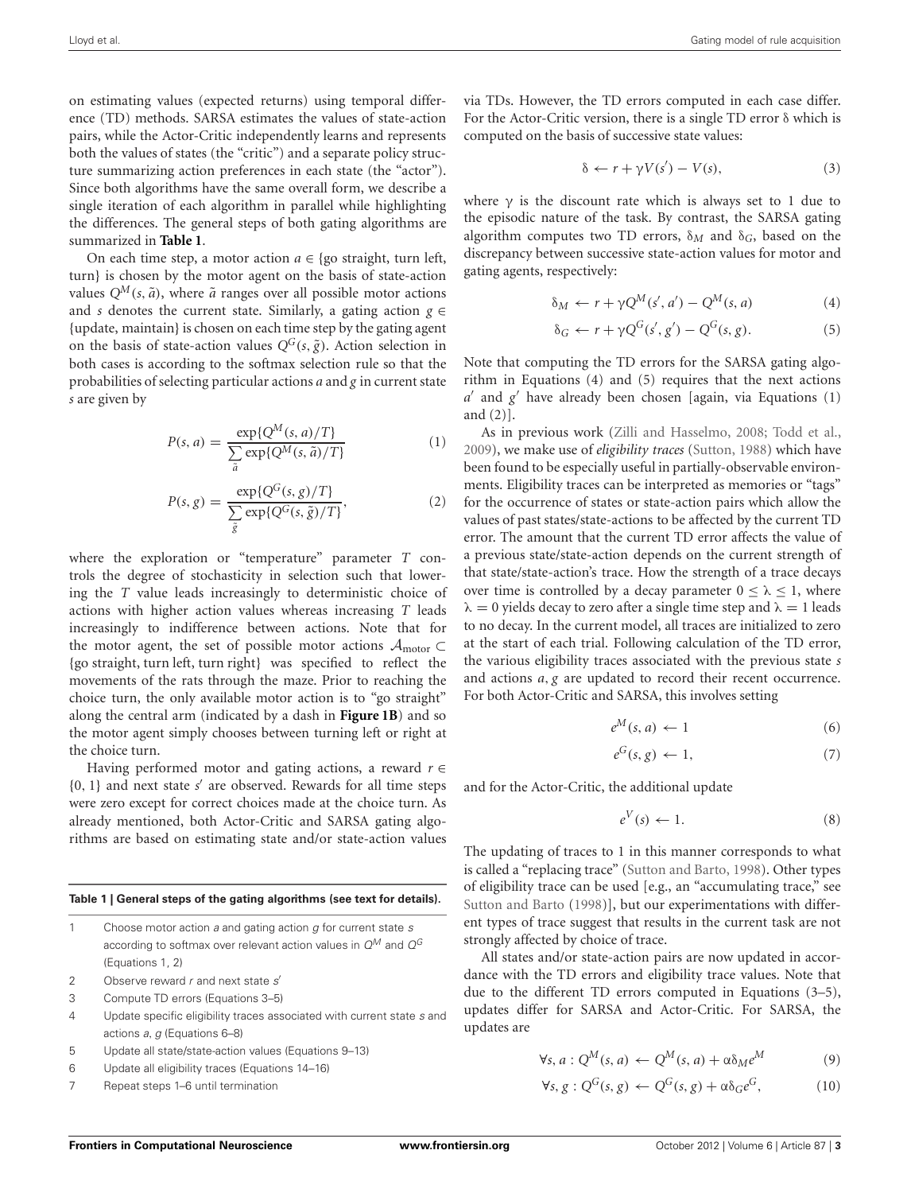on estimating values (expected returns) using temporal difference (TD) methods. SARSA estimates the values of state-action pairs, while the Actor-Critic independently learns and represents both the values of states (the "critic") and a separate policy structure summarizing action preferences in each state (the "actor"). Since both algorithms have the same overall form, we describe a single iteration of each algorithm in parallel while highlighting the differences. The general steps of both gating algorithms are summarized in **Table 1**.

On each time step, a motor action $a \in$ {go straight, turn left, turn} is chosen by the motor agent on the basis of state-action values $Q^M(s, \tilde{a})$, where $\tilde{a}$ ranges over all possible motor actions and $s$ denotes the current state. Similarly, a gating action $g \in$ {update, maintain} is chosen on each time step by the gating agent on the basis of state-action values $Q^G(s, \tilde{g})$. Action selection in both cases is according to the softmax selection rule so that the probabilities of selecting particular actions $a$ and $g$ in current state $s$ are given by

$$P(s, a) = \frac{\exp\{Q^M(s, a)/T\}}{\sum_{\tilde{a}} \exp\{Q^M(s, \tilde{a})/T\}} \tag{1}$$

$$P(s, g) = \frac{\exp\{Q^G(s, g)/T\}}{\sum_{\tilde{g}} \exp\{Q^G(s, \tilde{g})/T\}}, \tag{2}$$

where the exploration or "temperature" parameter $T$ controls the degree of stochasticity in selection such that lowering the $T$ value leads increasingly to deterministic choice of actions with higher action values whereas increasing $T$ leads increasingly to indifference between actions. Note that for the motor agent, the set of possible motor actions $\mathcal{A}_{\text{motor}} \subset$ {go straight, turn left, turn right} was specified to reflect the movements of the rats through the maze. Prior to reaching the choice turn, the only available motor action is to "go straight" along the central arm (indicated by a dash in **Figure 1B**) and so the motor agent simply chooses between turning left or right at the choice turn.

Having performed motor and gating actions, a reward $r \in \{0, 1\}$ and next state $s'$ are observed. Rewards for all time steps were zero except for correct choices made at the choice turn. As already mentioned, both Actor-Critic and SARSA gating algorithms are based on estimating state and/or state-action values via TDs. However, the TD errors computed in each case differ. For the Actor-Critic version, there is a single TD error $\delta$ which is computed on the basis of successive state values:

$$\delta \leftarrow r + \gamma V(s') - V(s), \tag{3}$$

where $\gamma$ is the discount rate which is always set to 1 due to the episodic nature of the task. By contrast, the SARSA gating algorithm computes two TD errors, $\delta_M$ and $\delta_G$, based on the discrepancy between successive state-action values for motor and gating agents, respectively:

$$\delta_M \leftarrow r + \gamma Q^M(s', a') - Q^M(s, a) \tag{4}$$

$$\delta_G \leftarrow r + \gamma Q^G(s', g') - Q^G(s, g). \tag{5}$$

Note that computing the TD errors for the SARSA gating algorithm in Equations (4) and (5) requires that the next actions $a'$ and $g'$ have already been chosen [again, via Equations (1) and (2)].

As in previous work (Zilli and Hasselmo, 2008; Todd et al., 2009), we make use of *eligibility traces* (Sutton, 1988) which have been found to be especially useful in partially-observable environments. Eligibility traces can be interpreted as memories or "tags" for the occurrence of states or state-action pairs which allow the values of past states/state-actions to be affected by the current TD error. The amount that the current TD error affects the value of a previous state/state-action depends on the current strength of that state/state-action's trace. How the strength of a trace decays over time is controlled by a decay parameter $0 \leq \lambda \leq 1$, where $\lambda = 0$ yields decay to zero after a single time step and $\lambda = 1$ leads to no decay. In the current model, all traces are initialized to zero at the start of each trial. Following calculation of the TD error, the various eligibility traces associated with the previous state $s$ and actions $a, g$ are updated to record their recent occurrence. For both Actor-Critic and SARSA, this involves setting

$$e^M(s, a) \leftarrow 1 \tag{6}$$

$$e^G(s, g) \leftarrow 1, \tag{7}$$

and for the Actor-Critic, the additional update

$$e^V(s) \leftarrow 1. \tag{8}$$

The updating of traces to 1 in this manner corresponds to what is called a "replacing trace" (Sutton and Barto, 1998). Other types of eligibility trace can be used [e.g., an "accumulating trace," see Sutton and Barto (1998)], but our experimentations with different types of trace suggest that results in the current task are not strongly affected by choice of trace.

All states and/or state-action pairs are now updated in accordance with the TD errors and eligibility trace values. Note that due to the different TD errors computed in Equations (3–5), updates differ for SARSA and Actor-Critic. For SARSA, the updates are

$$\forall s, a : Q^M(s, a) \leftarrow Q^M(s, a) + \alpha \delta_M e^M \tag{9}$$

$$\forall s, g : Q^G(s, g) \leftarrow Q^G(s, g) + \alpha \delta_G e^G, \tag{10}$$

**Table 1 | General steps of the gating algorithms (see text for details).**

| | |
|---|---|
| 1 | Choose motor action $a$ and gating action $g$ for current state $s$ according to softmax over relevant action values in $Q^M$ and $Q^G$ (Equations 1, 2) |
| 2 | Observe reward $r$ and next state $s'$ |
| 3 | Compute TD errors (Equations 3–5) |
| 4 | Update specific eligibility traces associated with current state $s$ and actions $a$, $g$ (Equations 6–8) |
| 5 | Update all state/state-action values (Equations 9–13) |
| 6 | Update all eligibility traces (Equations 14–16) |
| 7 | Repeat steps 1–6 until termination |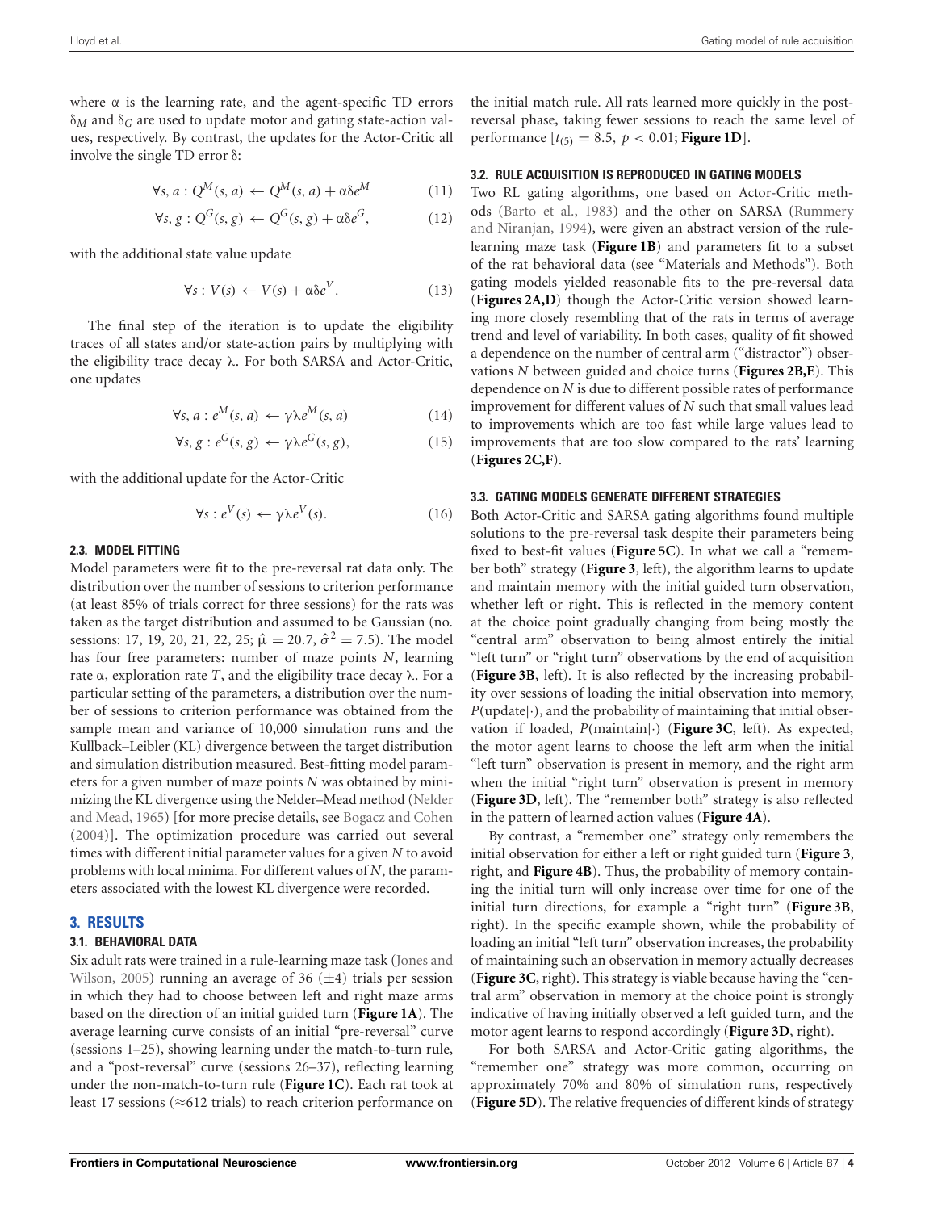where α is the learning rate, and the agent-specific TD errors $\delta_M$ and $\delta_G$ are used to update motor and gating state-action values, respectively. By contrast, the updates for the Actor-Critic all involve the single TD error δ:

$$\forall s, a : Q^M(s, a) \leftarrow Q^M(s, a) + \alpha\delta e^M \tag{11}$$

$$\forall s, g : Q^G(s, g) \leftarrow Q^G(s, g) + \alpha\delta e^G, \tag{12}$$

with the additional state value update

$$\forall s : V(s) \leftarrow V(s) + \alpha\delta e^V. \tag{13}$$

The final step of the iteration is to update the eligibility traces of all states and/or state-action pairs by multiplying with the eligibility trace decay λ. For both SARSA and Actor-Critic, one updates

$$\forall s, a : e^M(s, a) \leftarrow \gamma\lambda e^M(s, a) \tag{14}$$

$$\forall s, g : e^G(s, g) \leftarrow \gamma\lambda e^G(s, g), \tag{15}$$

with the additional update for the Actor-Critic

$$\forall s : e^V(s) \leftarrow \gamma\lambda e^V(s). \tag{16}$$

### 2.3. MODEL FITTING

Model parameters were fit to the pre-reversal rat data only. The distribution over the number of sessions to criterion performance (at least 85% of trials correct for three sessions) for the rats was taken as the target distribution and assumed to be Gaussian (no. sessions: 17, 19, 20, 21, 22, 25; $\hat{\mu} = 20.7$, $\hat{\sigma}^2 = 7.5$). The model has four free parameters: number of maze points $N$, learning rate α, exploration rate $T$, and the eligibility trace decay λ. For a particular setting of the parameters, a distribution over the number of sessions to criterion performance was obtained from the sample mean and variance of 10,000 simulation runs and the Kullback–Leibler (KL) divergence between the target distribution and simulation distribution measured. Best-fitting model parameters for a given number of maze points $N$ was obtained by minimizing the KL divergence using the Nelder–Mead method (Nelder and Mead, 1965) [for more precise details, see Bogacz and Cohen (2004)]. The optimization procedure was carried out several times with different initial parameter values for a given $N$ to avoid problems with local minima. For different values of $N$, the parameters associated with the lowest KL divergence were recorded.

## 3. RESULTS

### 3.1. BEHAVIORAL DATA

Six adult rats were trained in a rule-learning maze task (Jones and Wilson, 2005) running an average of 36 (±4) trials per session in which they had to choose between left and right maze arms based on the direction of an initial guided turn (**Figure 1A**). The average learning curve consists of an initial "pre-reversal" curve (sessions 1–25), showing learning under the match-to-turn rule, and a "post-reversal" curve (sessions 26–37), reflecting learning under the non-match-to-turn rule (**Figure 1C**). Each rat took at least 17 sessions (≈612 trials) to reach criterion performance on the initial match rule. All rats learned more quickly in the post-reversal phase, taking fewer sessions to reach the same level of performance [$t_{(5)} = 8.5$, $p < 0.01$; **Figure 1D**].

### 3.2. RULE ACQUISITION IS REPRODUCED IN GATING MODELS

Two RL gating algorithms, one based on Actor-Critic methods (Barto et al., 1983) and the other on SARSA (Rummery and Niranjan, 1994), were given an abstract version of the rule-learning maze task (**Figure 1B**) and parameters fit to a subset of the rat behavioral data (see "Materials and Methods"). Both gating models yielded reasonable fits to the pre-reversal data (**Figures 2A,D**) though the Actor-Critic version showed learning more closely resembling that of the rats in terms of average trend and level of variability. In both cases, quality of fit showed a dependence on the number of central arm ("distractor") observations $N$ between guided and choice turns (**Figures 2B,E**). This dependence on $N$ is due to different possible rates of performance improvement for different values of $N$ such that small values lead to improvements which are too fast while large values lead to improvements that are too slow compared to the rats' learning (**Figures 2C,F**).

### 3.3. GATING MODELS GENERATE DIFFERENT STRATEGIES

Both Actor-Critic and SARSA gating algorithms found multiple solutions to the pre-reversal task despite their parameters being fixed to best-fit values (**Figure 5C**). In what we call a "remember both" strategy (**Figure 3**, left), the algorithm learns to update and maintain memory with the initial guided turn observation, whether left or right. This is reflected in the memory content at the choice point gradually changing from being mostly the "central arm" observation to being almost entirely the initial "left turn" or "right turn" observations by the end of acquisition (**Figure 3B**, left). It is also reflected by the increasing probability over sessions of loading the initial observation into memory, $P(\text{update}|\cdot)$, and the probability of maintaining that initial observation if loaded, $P(\text{maintain}|\cdot)$ (**Figure 3C**, left). As expected, the motor agent learns to choose the left arm when the initial "left turn" observation is present in memory, and the right arm when the initial "right turn" observation is present in memory (**Figure 3D**, left). The "remember both" strategy is also reflected in the pattern of learned action values (**Figure 4A**).

By contrast, a "remember one" strategy only remembers the initial observation for either a left or right guided turn (**Figure 3**, right, and **Figure 4B**). Thus, the probability of memory containing the initial turn will only increase over time for one of the initial turn directions, for example a "right turn" (**Figure 3B**, right). In the specific example shown, while the probability of loading an initial "left turn" observation increases, the probability of maintaining such an observation in memory actually decreases (**Figure 3C**, right). This strategy is viable because having the "central arm" observation in memory at the choice point is strongly indicative of having initially observed a left guided turn, and the motor agent learns to respond accordingly (**Figure 3D**, right).

For both SARSA and Actor-Critic gating algorithms, the "remember one" strategy was more common, occurring on approximately 70% and 80% of simulation runs, respectively (**Figure 5D**). The relative frequencies of different kinds of strategy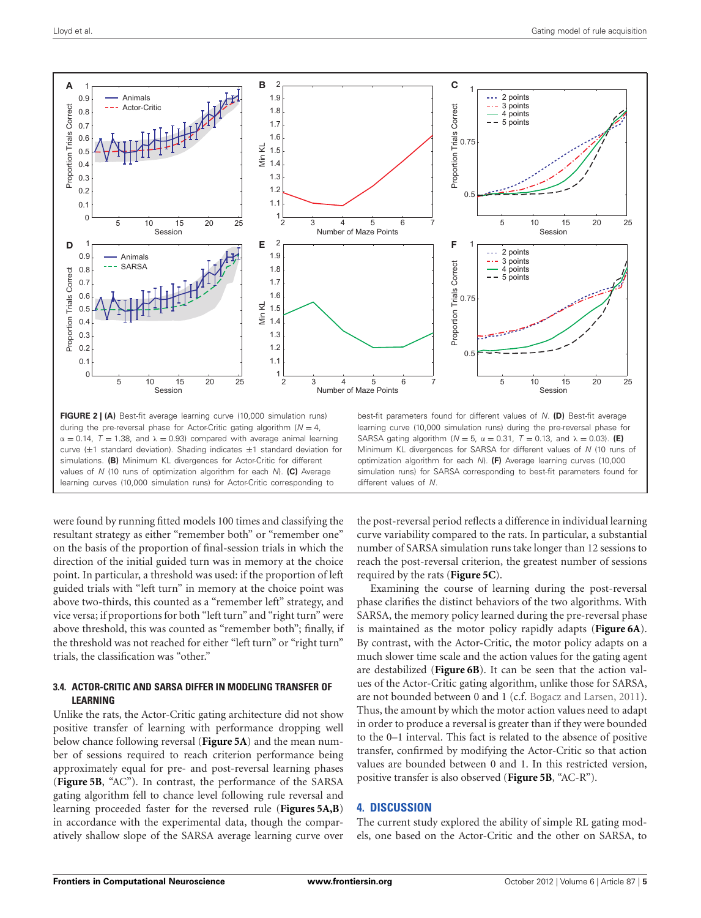**FIGURE 2 | (A)** Best-fit average learning curve (10,000 simulation runs) during the pre-reversal phase for Actor-Critic gating algorithm ($N = 4$, $\alpha = 0.14$, $T = 1.38$, and $\lambda = 0.93$) compared with average animal learning curve (±1 standard deviation). Shading indicates ±1 standard deviation for simulations. **(B)** Minimum KL divergences for Actor-Critic for different values of $N$ (10 runs of optimization algorithm for each $N$). **(C)** Average learning curves (10,000 simulation runs) for Actor-Critic corresponding to best-fit parameters found for different values of $N$. **(D)** Best-fit average learning curve (10,000 simulation runs) during the pre-reversal phase for SARSA gating algorithm ($N = 5$, $\alpha = 0.31$, $T = 0.13$, and $\lambda = 0.03$). **(E)** Minimum KL divergences for SARSA for different values of $N$ (10 runs of optimization algorithm for each $N$). **(F)** Average learning curves (10,000 simulation runs) for SARSA corresponding to best-fit parameters found for different values of $N$.

were found by running fitted models 100 times and classifying the resultant strategy as either "remember both" or "remember one" on the basis of the proportion of final-session trials in which the direction of the initial guided turn was in memory at the choice point. In particular, a threshold was used: if the proportion of left guided trials with "left turn" in memory at the choice point was above two-thirds, this counted as a "remember left" strategy, and vice versa; if proportions for both "left turn" and "right turn" were above threshold, this was counted as "remember both"; finally, if the threshold was not reached for either "left turn" or "right turn" trials, the classification was "other."

### 3.4. ACTOR-CRITIC AND SARSA DIFFER IN MODELING TRANSFER OF LEARNING

Unlike the rats, the Actor-Critic gating architecture did not show positive transfer of learning with performance dropping well below chance following reversal (**Figure 5A**) and the mean number of sessions required to reach criterion performance being approximately equal for pre- and post-reversal learning phases (**Figure 5B**, "AC"). In contrast, the performance of the SARSA gating algorithm fell to chance level following rule reversal and learning proceeded faster for the reversed rule (**Figures 5A,B**) in accordance with the experimental data, though the comparatively shallow slope of the SARSA average learning curve over the post-reversal period reflects a difference in individual learning curve variability compared to the rats. In particular, a substantial number of SARSA simulation runs take longer than 12 sessions to reach the post-reversal criterion, the greatest number of sessions required by the rats (**Figure 5C**).

Examining the course of learning during the post-reversal phase clarifies the distinct behaviors of the two algorithms. With SARSA, the memory policy learned during the pre-reversal phase is maintained as the motor policy rapidly adapts (**Figure 6A**). By contrast, with the Actor-Critic, the motor policy adapts on a much slower time scale and the action values for the gating agent are destabilized (**Figure 6B**). It can be seen that the action values of the Actor-Critic gating algorithm, unlike those for SARSA, are not bounded between 0 and 1 (c.f. Bogacz and Larsen, 2011). Thus, the amount by which the motor action values need to adapt in order to produce a reversal is greater than if they were bounded to the 0–1 interval. This fact is related to the absence of positive transfer, confirmed by modifying the Actor-Critic so that action values are bounded between 0 and 1. In this restricted version, positive transfer is also observed (**Figure 5B**, "AC-R").

## 4. DISCUSSION

The current study explored the ability of simple RL gating models, one based on the Actor-Critic and the other on SARSA, to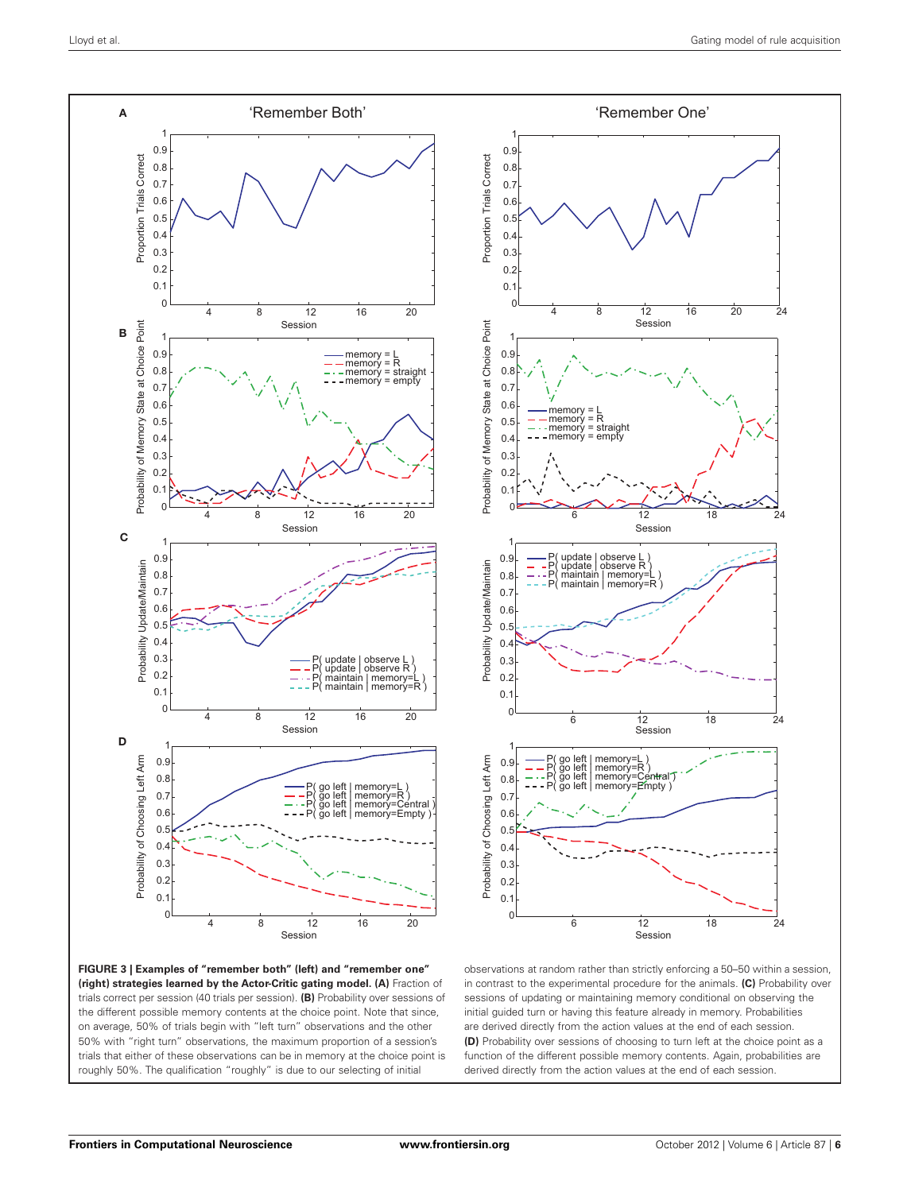**FIGURE 3 | Examples of "remember both" (left) and "remember one" (right) strategies learned by the Actor-Critic gating model. (A)** Fraction of trials correct per session (40 trials per session). **(B)** Probability over sessions of the different possible memory contents at the choice point. Note that since, on average, 50% of trials begin with "left turn" observations and the other 50% with "right turn" observations, the maximum proportion of a session's trials that either of these observations can be in memory at the choice point is roughly 50%. The qualification "roughly" is due to our selecting of initial observations at random rather than strictly enforcing a 50–50 within a session, in contrast to the experimental procedure for the animals. **(C)** Probability over sessions of updating or maintaining memory conditional on observing the initial guided turn or having this feature already in memory. Probabilities are derived directly from the action values at the end of each session. **(D)** Probability over sessions of choosing to turn left at the choice point as a function of the different possible memory contents. Again, probabilities are derived directly from the action values at the end of each session.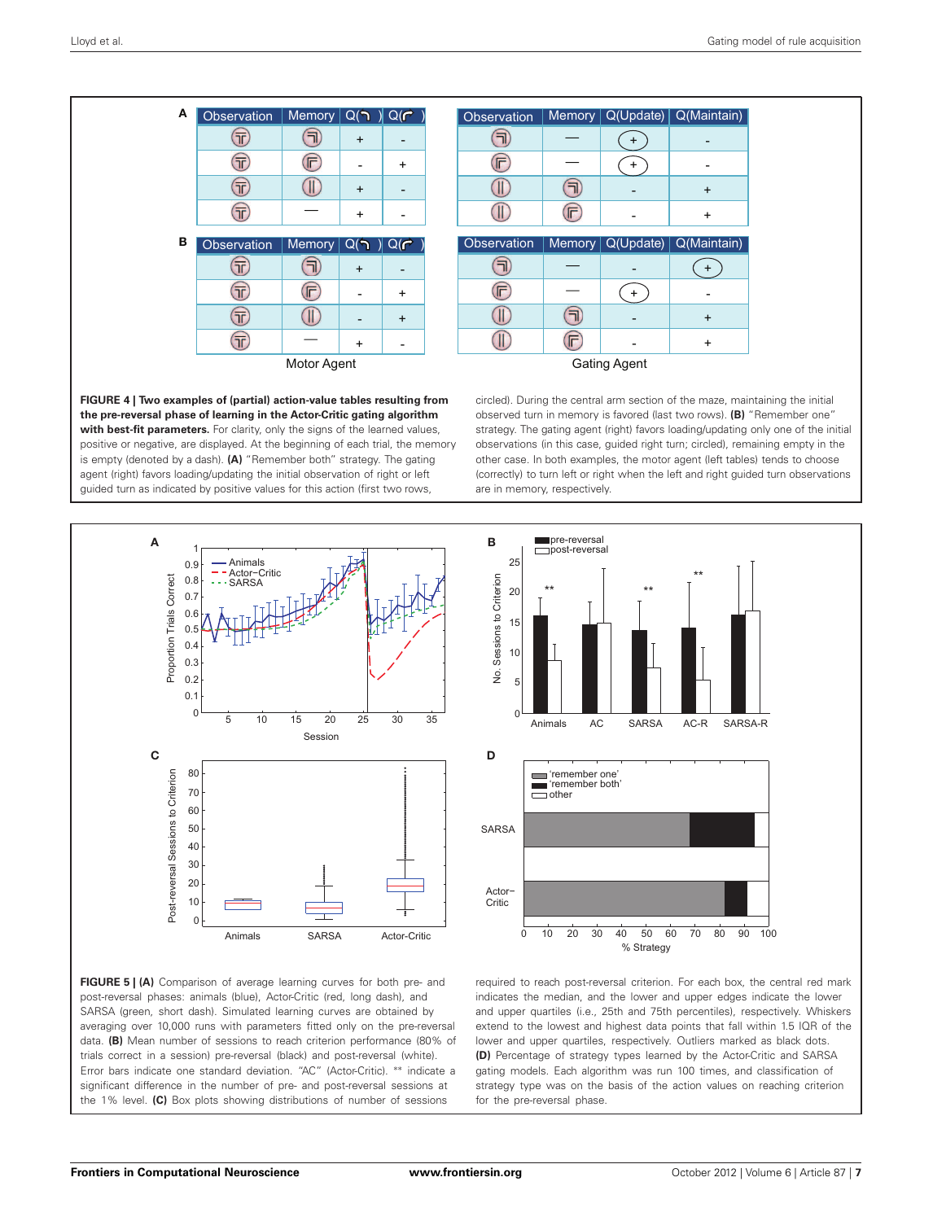A

Observation | Memory | Q(⌝) | Q(⌜)

Observation | Memory | Q(Update) | Q(Maintain)

B

Observation | Memory | Q(⌝) | Q(⌜)

Observation | Memory | Q(Update) | Q(Maintain)

Motor Agent

Gating Agent

**FIGURE 4 | Two examples of (partial) action-value tables resulting from the pre-reversal phase of learning in the Actor-Critic gating algorithm with best-fit parameters.** For clarity, only the signs of the learned values, positive or negative, are displayed. At the beginning of each trial, the memory is empty (denoted by a dash). **(A)** "Remember both" strategy. The gating agent (right) favors loading/updating the initial observation of right or left guided turn as indicated by positive values for this action (first two rows, circled). During the central arm section of the maze, maintaining the initial observed turn in memory is favored (last two rows). **(B)** "Remember one" strategy. The gating agent (right) favors loading/updating only one of the initial observations (in this case, guided right turn; circled), remaining empty in the other case. In both examples, the motor agent (left tables) tends to choose (correctly) to turn left or right when the left and right guided turn observations are in memory, respectively.

A

Proportion Trials Correct

Session

Animals

Actor–Critic

SARSA

B

No. Sessions to Criterion

pre-reversal

post-reversal

Animals AC SARSA AC-R SARSA-R

\*\*

C

Post-reversal Sessions to Criterion

Animals SARSA Actor-Critic

D

'remember one'

'remember both'

other

SARSA

Actor–Critic

% Strategy

**FIGURE 5 | (A)** Comparison of average learning curves for both pre- and post-reversal phases: animals (blue), Actor-Critic (red, long dash), and SARSA (green, short dash). Simulated learning curves are obtained by averaging over 10,000 runs with parameters fitted only on the pre-reversal data. **(B)** Mean number of sessions to reach criterion performance (80% of trials correct in a session) pre-reversal (black) and post-reversal (white). Error bars indicate one standard deviation. "AC" (Actor-Critic). \*\* indicate a significant difference in the number of pre- and post-reversal sessions at the 1% level. **(C)** Box plots showing distributions of number of sessions required to reach post-reversal criterion. For each box, the central red mark indicates the median, and the lower and upper edges indicate the lower and upper quartiles (i.e., 25th and 75th percentiles), respectively. Whiskers extend to the lowest and highest data points that fall within 1.5 IQR of the lower and upper quartiles, respectively. Outliers marked as black dots. **(D)** Percentage of strategy types learned by the Actor-Critic and SARSA gating models. Each algorithm was run 100 times, and classification of strategy type was on the basis of the action values on reaching criterion for the pre-reversal phase.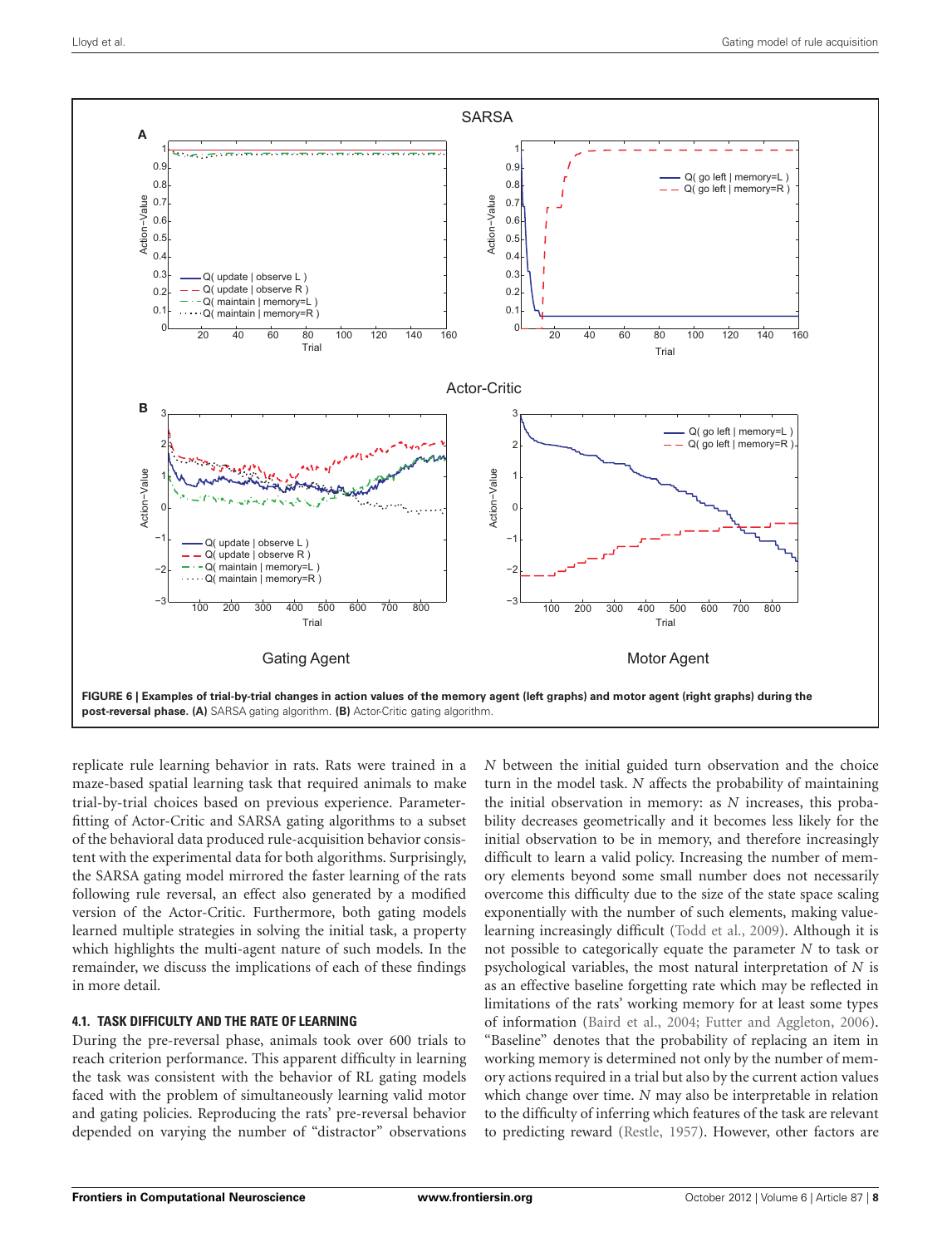**FIGURE 6 | Examples of trial-by-trial changes in action values of the memory agent (left graphs) and motor agent (right graphs) during the post-reversal phase. (A)** SARSA gating algorithm. **(B)** Actor-Critic gating algorithm.

replicate rule learning behavior in rats. Rats were trained in a maze-based spatial learning task that required animals to make trial-by-trial choices based on previous experience. Parameter-fitting of Actor-Critic and SARSA gating algorithms to a subset of the behavioral data produced rule-acquisition behavior consistent with the experimental data for both algorithms. Surprisingly, the SARSA gating model mirrored the faster learning of the rats following rule reversal, an effect also generated by a modified version of the Actor-Critic. Furthermore, both gating models learned multiple strategies in solving the initial task, a property which highlights the multi-agent nature of such models. In the remainder, we discuss the implications of each of these findings in more detail.

### 4.1. TASK DIFFICULTY AND THE RATE OF LEARNING

During the pre-reversal phase, animals took over 600 trials to reach criterion performance. This apparent difficulty in learning the task was consistent with the behavior of RL gating models faced with the problem of simultaneously learning valid motor and gating policies. Reproducing the rats' pre-reversal behavior depended on varying the number of "distractor" observations $N$ between the initial guided turn observation and the choice turn in the model task. $N$ affects the probability of maintaining the initial observation in memory: as $N$ increases, this probability decreases geometrically and it becomes less likely for the initial observation to be in memory, and therefore increasingly difficult to learn a valid policy. Increasing the number of memory elements beyond some small number does not necessarily overcome this difficulty due to the size of the state space scaling exponentially with the number of such elements, making value-learning increasingly difficult (Todd et al., 2009). Although it is not possible to categorically equate the parameter $N$ to task or psychological variables, the most natural interpretation of $N$ is as an effective baseline forgetting rate which may be reflected in limitations of the rats' working memory for at least some types of information (Baird et al., 2004; Futter and Aggleton, 2006). "Baseline" denotes that the probability of replacing an item in working memory is determined not only by the number of memory actions required in a trial but also by the current action values which change over time. $N$ may also be interpretable in relation to the difficulty of inferring which features of the task are relevant to predicting reward (Restle, 1957). However, other factors are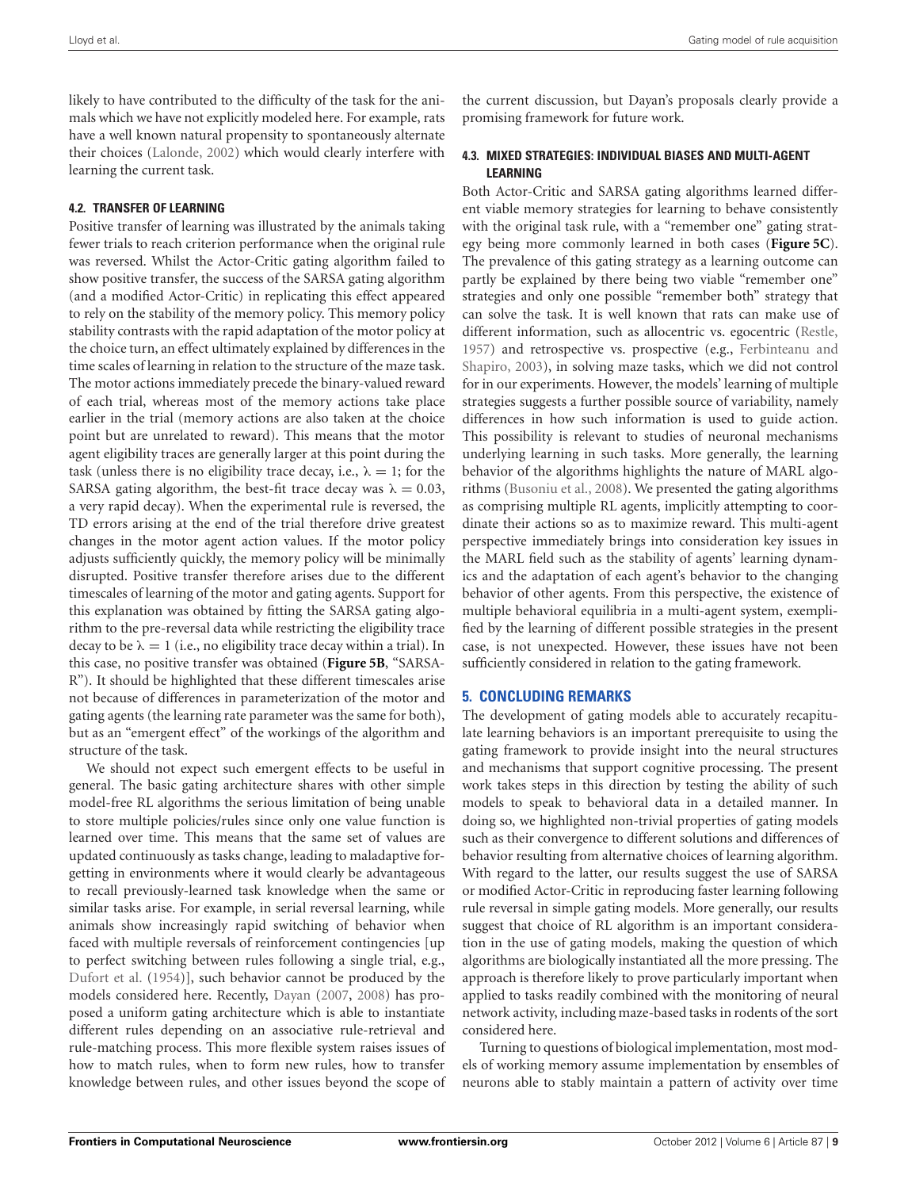likely to have contributed to the difficulty of the task for the animals which we have not explicitly modeled here. For example, rats have a well known natural propensity to spontaneously alternate their choices (Lalonde, 2002) which would clearly interfere with learning the current task.

### 4.2. TRANSFER OF LEARNING

Positive transfer of learning was illustrated by the animals taking fewer trials to reach criterion performance when the original rule was reversed. Whilst the Actor-Critic gating algorithm failed to show positive transfer, the success of the SARSA gating algorithm (and a modified Actor-Critic) in replicating this effect appeared to rely on the stability of the memory policy. This memory policy stability contrasts with the rapid adaptation of the motor policy at the choice turn, an effect ultimately explained by differences in the time scales of learning in relation to the structure of the maze task. The motor actions immediately precede the binary-valued reward of each trial, whereas most of the memory actions take place earlier in the trial (memory actions are also taken at the choice point but are unrelated to reward). This means that the motor agent eligibility traces are generally larger at this point during the task (unless there is no eligibility trace decay, i.e., $\lambda = 1$; for the SARSA gating algorithm, the best-fit trace decay was $\lambda = 0.03$, a very rapid decay). When the experimental rule is reversed, the TD errors arising at the end of the trial therefore drive greatest changes in the motor agent action values. If the motor policy adjusts sufficiently quickly, the memory policy will be minimally disrupted. Positive transfer therefore arises due to the different timescales of learning of the motor and gating agents. Support for this explanation was obtained by fitting the SARSA gating algorithm to the pre-reversal data while restricting the eligibility trace decay to be $\lambda = 1$ (i.e., no eligibility trace decay within a trial). In this case, no positive transfer was obtained (**Figure 5B**, "SARSA-R"). It should be highlighted that these different timescales arise not because of differences in parameterization of the motor and gating agents (the learning rate parameter was the same for both), but as an "emergent effect" of the workings of the algorithm and structure of the task.

We should not expect such emergent effects to be useful in general. The basic gating architecture shares with other simple model-free RL algorithms the serious limitation of being unable to store multiple policies/rules since only one value function is learned over time. This means that the same set of values are updated continuously as tasks change, leading to maladaptive forgetting in environments where it would clearly be advantageous to recall previously-learned task knowledge when the same or similar tasks arise. For example, in serial reversal learning, while animals show increasingly rapid switching of behavior when faced with multiple reversals of reinforcement contingencies [up to perfect switching between rules following a single trial, e.g., Dufort et al. (1954)], such behavior cannot be produced by the models considered here. Recently, Dayan (2007, 2008) has proposed a uniform gating architecture which is able to instantiate different rules depending on an associative rule-retrieval and rule-matching process. This more flexible system raises issues of how to match rules, when to form new rules, how to transfer knowledge between rules, and other issues beyond the scope of the current discussion, but Dayan's proposals clearly provide a promising framework for future work.

### 4.3. MIXED STRATEGIES: INDIVIDUAL BIASES AND MULTI-AGENT LEARNING

Both Actor-Critic and SARSA gating algorithms learned different viable memory strategies for learning to behave consistently with the original task rule, with a "remember one" gating strategy being more commonly learned in both cases (**Figure 5C**). The prevalence of this gating strategy as a learning outcome can partly be explained by there being two viable "remember one" strategies and only one possible "remember both" strategy that can solve the task. It is well known that rats can make use of different information, such as allocentric vs. egocentric (Restle, 1957) and retrospective vs. prospective (e.g., Ferbinteanu and Shapiro, 2003), in solving maze tasks, which we did not control for in our experiments. However, the models' learning of multiple strategies suggests a further possible source of variability, namely differences in how such information is used to guide action. This possibility is relevant to studies of neuronal mechanisms underlying learning in such tasks. More generally, the learning behavior of the algorithms highlights the nature of MARL algorithms (Busoniu et al., 2008). We presented the gating algorithms as comprising multiple RL agents, implicitly attempting to coordinate their actions so as to maximize reward. This multi-agent perspective immediately brings into consideration key issues in the MARL field such as the stability of agents' learning dynamics and the adaptation of each agent's behavior to the changing behavior of other agents. From this perspective, the existence of multiple behavioral equilibria in a multi-agent system, exemplified by the learning of different possible strategies in the present case, is not unexpected. However, these issues have not been sufficiently considered in relation to the gating framework.

## 5. CONCLUDING REMARKS

The development of gating models able to accurately recapitulate learning behaviors is an important prerequisite to using the gating framework to provide insight into the neural structures and mechanisms that support cognitive processing. The present work takes steps in this direction by testing the ability of such models to speak to behavioral data in a detailed manner. In doing so, we highlighted non-trivial properties of gating models such as their convergence to different solutions and differences of behavior resulting from alternative choices of learning algorithm. With regard to the latter, our results suggest the use of SARSA or modified Actor-Critic in reproducing faster learning following rule reversal in simple gating models. More generally, our results suggest that choice of RL algorithm is an important consideration in the use of gating models, making the question of which algorithms are biologically instantiated all the more pressing. The approach is therefore likely to prove particularly important when applied to tasks readily combined with the monitoring of neural network activity, including maze-based tasks in rodents of the sort considered here.

Turning to questions of biological implementation, most models of working memory assume implementation by ensembles of neurons able to stably maintain a pattern of activity over time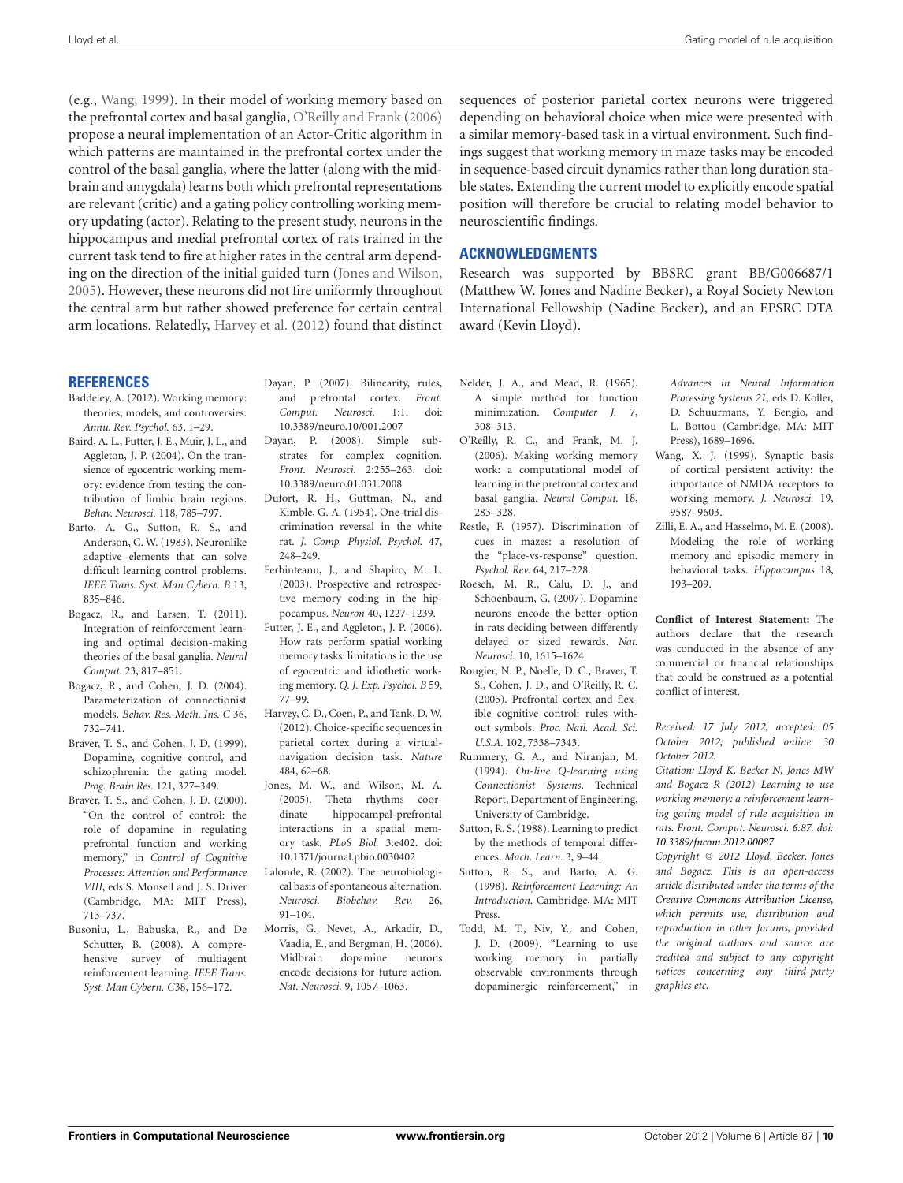(e.g., Wang, 1999). In their model of working memory based on the prefrontal cortex and basal ganglia, O'Reilly and Frank (2006) propose a neural implementation of an Actor-Critic algorithm in which patterns are maintained in the prefrontal cortex under the control of the basal ganglia, where the latter (along with the midbrain and amygdala) learns both which prefrontal representations are relevant (critic) and a gating policy controlling working memory updating (actor). Relating to the present study, neurons in the hippocampus and medial prefrontal cortex of rats trained in the current task tend to fire at higher rates in the central arm depending on the direction of the initial guided turn (Jones and Wilson, 2005). However, these neurons did not fire uniformly throughout the central arm but rather showed preference for certain central arm locations. Relatedly, Harvey et al. (2012) found that distinct sequences of posterior parietal cortex neurons were triggered depending on behavioral choice when mice were presented with a similar memory-based task in a virtual environment. Such findings suggest that working memory in maze tasks may be encoded in sequence-based circuit dynamics rather than long duration stable states. Extending the current model to explicitly encode spatial position will therefore be crucial to relating model behavior to neuroscientific findings.

## ACKNOWLEDGMENTS

Research was supported by BBSRC grant BB/G006687/1 (Matthew W. Jones and Nadine Becker), a Royal Society Newton International Fellowship (Nadine Becker), and an EPSRC DTA award (Kevin Lloyd).

## REFERENCES

Baddeley, A. (2012). Working memory: theories, models, and controversies. *Annu. Rev. Psychol.* 63, 1–29.

Baird, A. L., Futter, J. E., Muir, J. L., and Aggleton, J. P. (2004). On the transience of egocentric working memory: evidence from testing the contribution of limbic brain regions. *Behav. Neurosci.* 118, 785–797.

Barto, A. G., Sutton, R. S., and Anderson, C. W. (1983). Neuronlike adaptive elements that can solve difficult learning control problems. *IEEE Trans. Syst. Man Cybern. B* 13, 835–846.

Bogacz, R., and Larsen, T. (2011). Integration of reinforcement learning and optimal decision-making theories of the basal ganglia. *Neural Comput.* 23, 817–851.

Bogacz, R., and Cohen, J. D. (2004). Parameterization of connectionist models. *Behav. Res. Meth. Ins. C* 36, 732–741.

Braver, T. S., and Cohen, J. D. (1999). Dopamine, cognitive control, and schizophrenia: the gating model. *Prog. Brain Res.* 121, 327–349.

Braver, T. S., and Cohen, J. D. (2000). "On the control of control: the role of dopamine in regulating prefrontal function and working memory," in *Control of Cognitive Processes: Attention and Performance VIII*, eds S. Monsell and J. S. Driver (Cambridge, MA: MIT Press), 713–737.

Busoniu, L., Babuska, R., and De Schutter, B. (2008). A comprehensive survey of multiagent reinforcement learning. *IEEE Trans. Syst. Man Cybern. C*38, 156–172.

Dayan, P. (2007). Bilinearity, rules, and prefrontal cortex. *Front. Comput. Neurosci.* 1:1. doi: 10.3389/neuro.10/001.2007

Dayan, P. (2008). Simple substrates for complex cognition. *Front. Neurosci.* 2:255–263. doi: 10.3389/neuro.01.031.2008

Dufort, R. H., Guttman, N., and Kimble, G. A. (1954). One-trial discrimination reversal in the white rat. *J. Comp. Physiol. Psychol.* 47, 248–249.

Ferbinteanu, J., and Shapiro, M. L. (2003). Prospective and retrospective memory coding in the hippocampus. *Neuron* 40, 1227–1239.

Futter, J. E., and Aggleton, J. P. (2006). How rats perform spatial working memory tasks: limitations in the use of egocentric and idiothetic working memory. *Q. J. Exp. Psychol. B* 59, 77–99.

Harvey, C. D., Coen, P., and Tank, D. W. (2012). Choice-specific sequences in parietal cortex during a virtual-navigation decision task. *Nature* 484, 62–68.

Jones, M. W., and Wilson, M. A. (2005). Theta rhythms coordinate hippocampal-prefrontal interactions in a spatial memory task. *PLoS Biol.* 3:e402. doi: 10.1371/journal.pbio.0030402

Lalonde, R. (2002). The neurobiological basis of spontaneous alternation. *Neurosci. Biobehav. Rev.* 26, 91–104.

Morris, G., Nevet, A., Arkadir, D., Vaadia, E., and Bergman, H. (2006). Midbrain dopamine neurons encode decisions for future action. *Nat. Neurosci.* 9, 1057–1063.

Nelder, J. A., and Mead, R. (1965). A simple method for function minimization. *Computer J.* 7, 308–313.

O'Reilly, R. C., and Frank, M. J. (2006). Making working memory work: a computational model of learning in the prefrontal cortex and basal ganglia. *Neural Comput.* 18, 283–328.

Restle, F. (1957). Discrimination of cues in mazes: a resolution of the "place-vs-response" question. *Psychol. Rev.* 64, 217–228.

Roesch, M. R., Calu, D. J., and Schoenbaum, G. (2007). Dopamine neurons encode the better option in rats deciding between differently delayed or sized rewards. *Nat. Neurosci.* 10, 1615–1624.

Rougier, N. P., Noelle, D. C., Braver, T. S., Cohen, J. D., and O'Reilly, R. C. (2005). Prefrontal cortex and flexible cognitive control: rules without symbols. *Proc. Natl. Acad. Sci. U.S.A.* 102, 7338–7343.

Rummery, G. A., and Niranjan, M. (1994). *On-line Q-learning using Connectionist Systems*. Technical Report, Department of Engineering, University of Cambridge.

Sutton, R. S. (1988). Learning to predict by the methods of temporal differences. *Mach. Learn.* 3, 9–44.

Sutton, R. S., and Barto, A. G. (1998). *Reinforcement Learning: An Introduction*. Cambridge, MA: MIT Press.

Todd, M. T., Niv, Y., and Cohen, J. D. (2009). "Learning to use working memory in partially observable environments through dopaminergic reinforcement," in *Advances in Neural Information Processing Systems 21*, eds D. Koller, D. Schuurmans, Y. Bengio, and L. Bottou (Cambridge, MA: MIT Press), 1689–1696.

Wang, X. J. (1999). Synaptic basis of cortical persistent activity: the importance of NMDA receptors to working memory. *J. Neurosci.* 19, 9587–9603.

Zilli, E. A., and Hasselmo, M. E. (2008). Modeling the role of working memory and episodic memory in behavioral tasks. *Hippocampus* 18, 193–209.

**Conflict of Interest Statement:** The authors declare that the research was conducted in the absence of any commercial or financial relationships that could be construed as a potential conflict of interest.

*Received: 17 July 2012; accepted: 05 October 2012; published online: 30 October 2012.*

*Citation: Lloyd K, Becker N, Jones MW and Bogacz R (2012) Learning to use working memory: a reinforcement learning gating model of rule acquisition in rats. Front. Comput. Neurosci. **6**:87. doi: 10.3389/fncom.2012.00087*

*Copyright © 2012 Lloyd, Becker, Jones and Bogacz. This is an open-access article distributed under the terms of the Creative Commons Attribution License, which permits use, distribution and reproduction in other forums, provided the original authors and source are credited and subject to any copyright notices concerning any third-party graphics etc.*